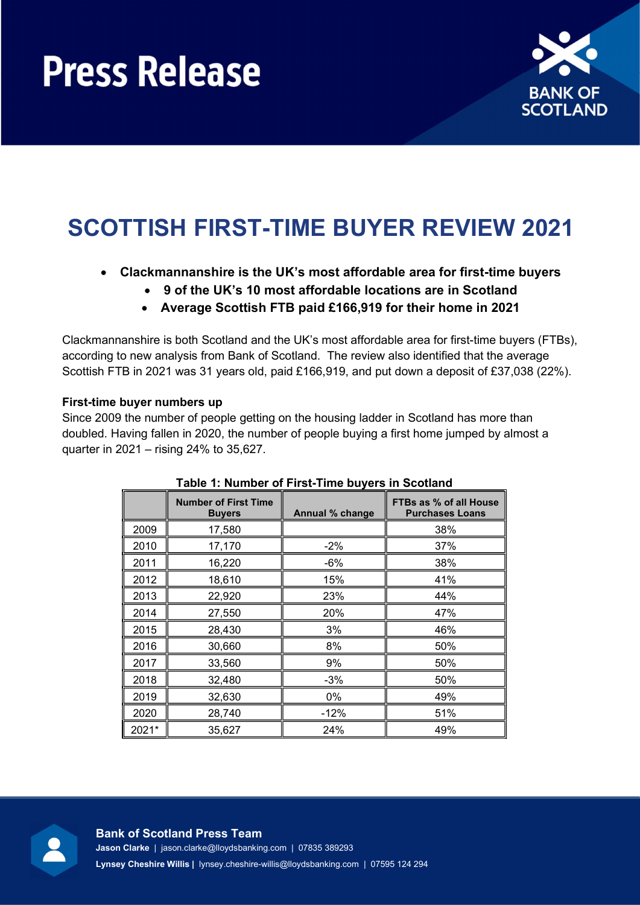# Press Release

## SCOTTISH FIRST-TIME BUYER REVIEW 2021

- **Clackmannanshire is the UK's most affordable area for first-time buyers**
  - **9 of the UK's 10 most affordable locations are in Scotland**
  - **Average Scottish FTB paid £166,919 for their home in 2021**

Clackmannanshire is both Scotland and the UK's most affordable area for first-time buyers (FTBs), according to new analysis from Bank of Scotland. The review also identified that the average Scottish FTB in 2021 was 31 years old, paid £166,919, and put down a deposit of £37,038 (22%).

**First-time buyer numbers up**

Since 2009 the number of people getting on the housing ladder in Scotland has more than doubled. Having fallen in 2020, the number of people buying a first home jumped by almost a quarter in 2021 – rising 24% to 35,627.

**Table 1: Number of First-Time buyers in Scotland**

| | Number of First Time Buyers | Annual % change | FTBs as % of all House Purchases Loans |
|---|---|---|---|
| 2009 | 17,580 | | 38% |
| 2010 | 17,170 | -2% | 37% |
| 2011 | 16,220 | -6% | 38% |
| 2012 | 18,610 | 15% | 41% |
| 2013 | 22,920 | 23% | 44% |
| 2014 | 27,550 | 20% | 47% |
| 2015 | 28,430 | 3% | 46% |
| 2016 | 30,660 | 8% | 50% |
| 2017 | 33,560 | 9% | 50% |
| 2018 | 32,480 | -3% | 50% |
| 2019 | 32,630 | 0% | 49% |
| 2020 | 28,740 | -12% | 51% |
| 2021* | 35,627 | 24% | 49% |

**Bank of Scotland Press Team**

**Jason Clarke** | jason.clarke@lloydsbanking.com | 07835 389293

**Lynsey Cheshire Willis** | lynsey.cheshire-willis@lloydsbanking.com | 07595 124 294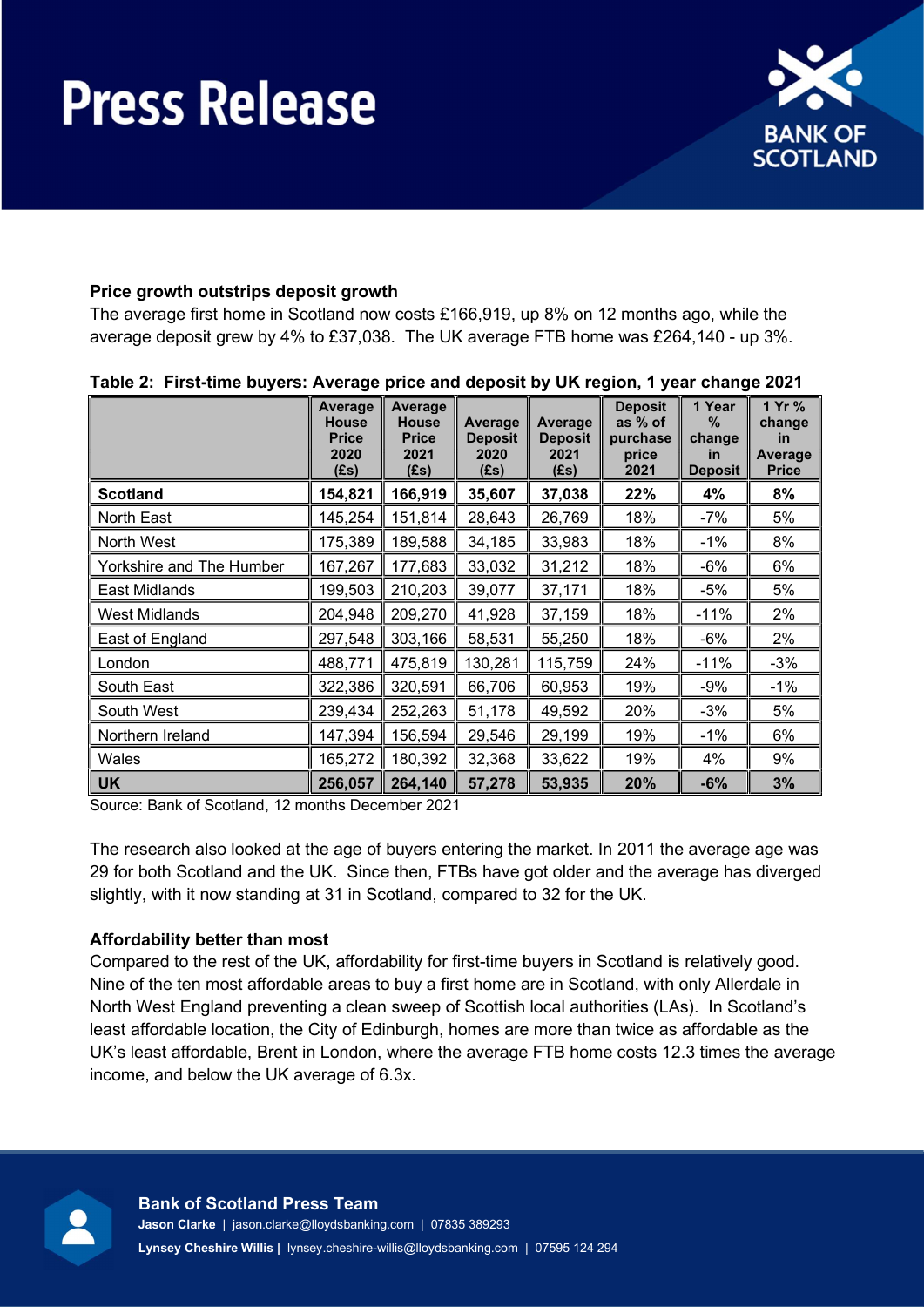# Press Release

### Price growth outstrips deposit growth

The average first home in Scotland now costs £166,919, up 8% on 12 months ago, while the average deposit grew by 4% to £37,038. The UK average FTB home was £264,140 - up 3%.

**Table 2: First-time buyers: Average price and deposit by UK region, 1 year change 2021**

| | Average House Price 2020 (£s) | Average House Price 2021 (£s) | Average Deposit 2020 (£s) | Average Deposit 2021 (£s) | Deposit as % of purchase price 2021 | 1 Year % change in Deposit | 1 Yr % change in Average Price |
|---|---|---|---|---|---|---|---|
| **Scotland** | **154,821** | **166,919** | **35,607** | **37,038** | **22%** | **4%** | **8%** |
| North East | 145,254 | 151,814 | 28,643 | 26,769 | 18% | -7% | 5% |
| North West | 175,389 | 189,588 | 34,185 | 33,983 | 18% | -1% | 8% |
| Yorkshire and The Humber | 167,267 | 177,683 | 33,032 | 31,212 | 18% | -6% | 6% |
| East Midlands | 199,503 | 210,203 | 39,077 | 37,171 | 18% | -5% | 5% |
| West Midlands | 204,948 | 209,270 | 41,928 | 37,159 | 18% | -11% | 2% |
| East of England | 297,548 | 303,166 | 58,531 | 55,250 | 18% | -6% | 2% |
| London | 488,771 | 475,819 | 130,281 | 115,759 | 24% | -11% | -3% |
| South East | 322,386 | 320,591 | 66,706 | 60,953 | 19% | -9% | -1% |
| South West | 239,434 | 252,263 | 51,178 | 49,592 | 20% | -3% | 5% |
| Northern Ireland | 147,394 | 156,594 | 29,546 | 29,199 | 19% | -1% | 6% |
| Wales | 165,272 | 180,392 | 32,368 | 33,622 | 19% | 4% | 9% |
| **UK** | **256,057** | **264,140** | **57,278** | **53,935** | **20%** | **-6%** | **3%** |

Source: Bank of Scotland, 12 months December 2021

The research also looked at the age of buyers entering the market. In 2011 the average age was 29 for both Scotland and the UK. Since then, FTBs have got older and the average has diverged slightly, with it now standing at 31 in Scotland, compared to 32 for the UK.

### Affordability better than most

Compared to the rest of the UK, affordability for first-time buyers in Scotland is relatively good. Nine of the ten most affordable areas to buy a first home are in Scotland, with only Allerdale in North West England preventing a clean sweep of Scottish local authorities (LAs). In Scotland's least affordable location, the City of Edinburgh, homes are more than twice as affordable as the UK's least affordable, Brent in London, where the average FTB home costs 12.3 times the average income, and below the UK average of 6.3x.

**Bank of Scotland Press Team**

**Jason Clarke** | jason.clarke@lloydsbanking.com | 07835 389293

**Lynsey Cheshire Willis** | lynsey.cheshire-willis@lloydsbanking.com | 07595 124 294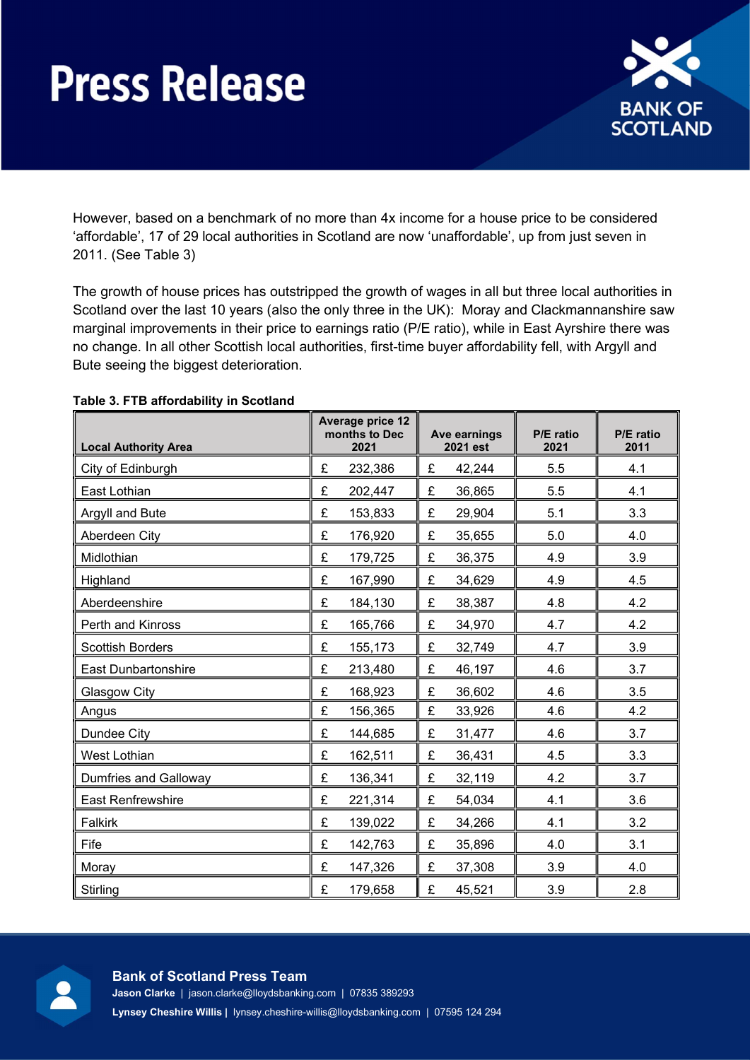However, based on a benchmark of no more than 4x income for a house price to be considered 'affordable', 17 of 29 local authorities in Scotland are now 'unaffordable', up from just seven in 2011. (See Table 3)

The growth of house prices has outstripped the growth of wages in all but three local authorities in Scotland over the last 10 years (also the only three in the UK): Moray and Clackmannanshire saw marginal improvements in their price to earnings ratio (P/E ratio), while in East Ayrshire there was no change. In all other Scottish local authorities, first-time buyer affordability fell, with Argyll and Bute seeing the biggest deterioration.

**Table 3. FTB affordability in Scotland**

| Local Authority Area | Average price 12 months to Dec 2021 | Ave earnings 2021 est | P/E ratio 2021 | P/E ratio 2011 |
|---|---|---|---|---|
| City of Edinburgh | £ 232,386 | £ 42,244 | 5.5 | 4.1 |
| East Lothian | £ 202,447 | £ 36,865 | 5.5 | 4.1 |
| Argyll and Bute | £ 153,833 | £ 29,904 | 5.1 | 3.3 |
| Aberdeen City | £ 176,920 | £ 35,655 | 5.0 | 4.0 |
| Midlothian | £ 179,725 | £ 36,375 | 4.9 | 3.9 |
| Highland | £ 167,990 | £ 34,629 | 4.9 | 4.5 |
| Aberdeenshire | £ 184,130 | £ 38,387 | 4.8 | 4.2 |
| Perth and Kinross | £ 165,766 | £ 34,970 | 4.7 | 4.2 |
| Scottish Borders | £ 155,173 | £ 32,749 | 4.7 | 3.9 |
| East Dunbartonshire | £ 213,480 | £ 46,197 | 4.6 | 3.7 |
| Glasgow City | £ 168,923 | £ 36,602 | 4.6 | 3.5 |
| Angus | £ 156,365 | £ 33,926 | 4.6 | 4.2 |
| Dundee City | £ 144,685 | £ 31,477 | 4.6 | 3.7 |
| West Lothian | £ 162,511 | £ 36,431 | 4.5 | 3.3 |
| Dumfries and Galloway | £ 136,341 | £ 32,119 | 4.2 | 3.7 |
| East Renfrewshire | £ 221,314 | £ 54,034 | 4.1 | 3.6 |
| Falkirk | £ 139,022 | £ 34,266 | 4.1 | 3.2 |
| Fife | £ 142,763 | £ 35,896 | 4.0 | 3.1 |
| Moray | £ 147,326 | £ 37,308 | 3.9 | 4.0 |
| Stirling | £ 179,658 | £ 45,521 | 3.9 | 2.8 |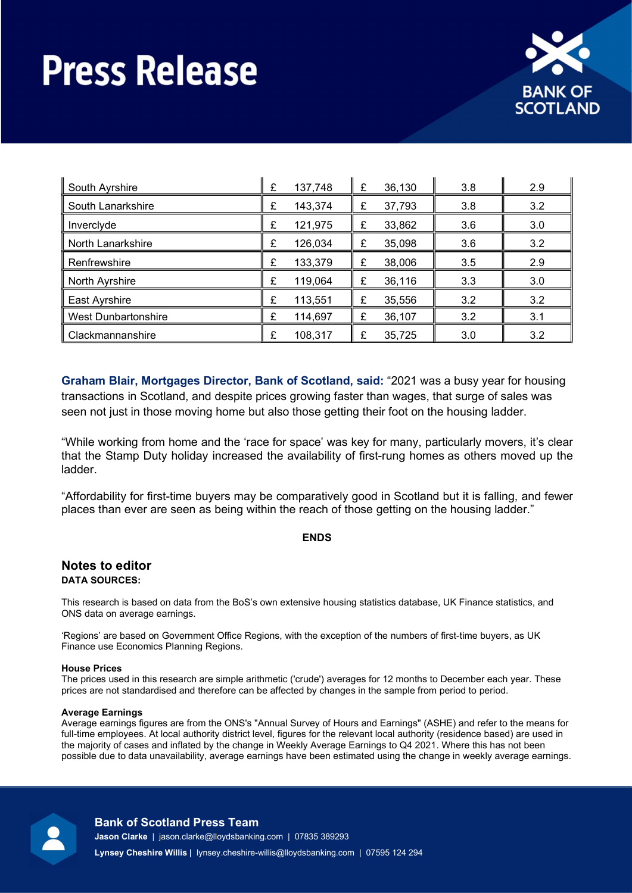| | | | | |
|---|---|---|---|---|
| South Ayrshire | £ 137,748 | £ 36,130 | 3.8 | 2.9 |
| South Lanarkshire | £ 143,374 | £ 37,793 | 3.8 | 3.2 |
| Inverclyde | £ 121,975 | £ 33,862 | 3.6 | 3.0 |
| North Lanarkshire | £ 126,034 | £ 35,098 | 3.6 | 3.2 |
| Renfrewshire | £ 133,379 | £ 38,006 | 3.5 | 2.9 |
| North Ayrshire | £ 119,064 | £ 36,116 | 3.3 | 3.0 |
| East Ayrshire | £ 113,551 | £ 35,556 | 3.2 | 3.2 |
| West Dunbartonshire | £ 114,697 | £ 36,107 | 3.2 | 3.1 |
| Clackmannanshire | £ 108,317 | £ 35,725 | 3.0 | 3.2 |

**Graham Blair, Mortgages Director, Bank of Scotland, said:** "2021 was a busy year for housing transactions in Scotland, and despite prices growing faster than wages, that surge of sales was seen not just in those moving home but also those getting their foot on the housing ladder.

"While working from home and the 'race for space' was key for many, particularly movers, it's clear that the Stamp Duty holiday increased the availability of first-rung homes as others moved up the ladder.

"Affordability for first-time buyers may be comparatively good in Scotland but it is falling, and fewer places than ever are seen as being within the reach of those getting on the housing ladder."

**ENDS**

## Notes to editor

**DATA SOURCES:**

This research is based on data from the BoS's own extensive housing statistics database, UK Finance statistics, and ONS data on average earnings.

'Regions' are based on Government Office Regions, with the exception of the numbers of first-time buyers, as UK Finance use Economics Planning Regions.

**House Prices**

The prices used in this research are simple arithmetic ('crude') averages for 12 months to December each year. These prices are not standardised and therefore can be affected by changes in the sample from period to period.

**Average Earnings**

Average earnings figures are from the ONS's "Annual Survey of Hours and Earnings" (ASHE) and refer to the means for full-time employees. At local authority district level, figures for the relevant local authority (residence based) are used in the majority of cases and inflated by the change in Weekly Average Earnings to Q4 2021. Where this has not been possible due to data unavailability, average earnings have been estimated using the change in weekly average earnings.

**Bank of Scotland Press Team**

**Jason Clarke** | jason.clarke@lloydsbanking.com | 07835 389293

**Lynsey Cheshire Willis** | lynsey.cheshire-willis@lloydsbanking.com | 07595 124 294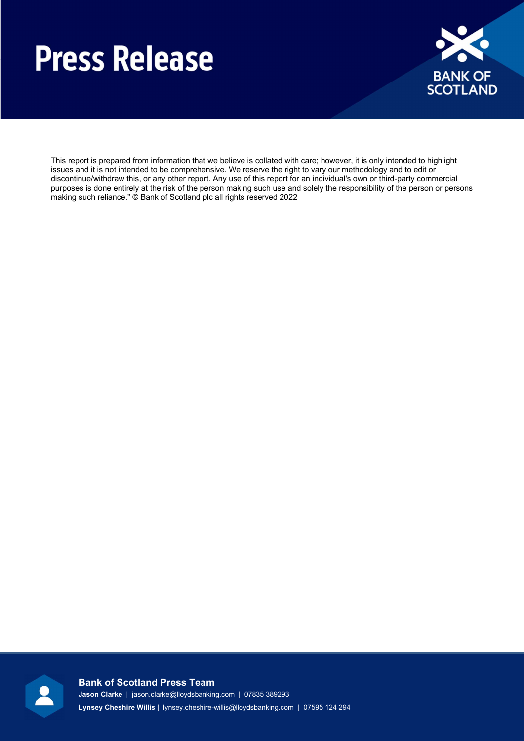This report is prepared from information that we believe is collated with care; however, it is only intended to highlight issues and it is not intended to be comprehensive. We reserve the right to vary our methodology and to edit or discontinue/withdraw this, or any other report. Any use of this report for an individual's own or third-party commercial purposes is done entirely at the risk of the person making such use and solely the responsibility of the person or persons making such reliance." © Bank of Scotland plc all rights reserved 2022

**Bank of Scotland Press Team**

**Jason Clarke** | jason.clarke@lloydsbanking.com | 07835 389293

**Lynsey Cheshire Willis** | lynsey.cheshire-willis@lloydsbanking.com | 07595 124 294